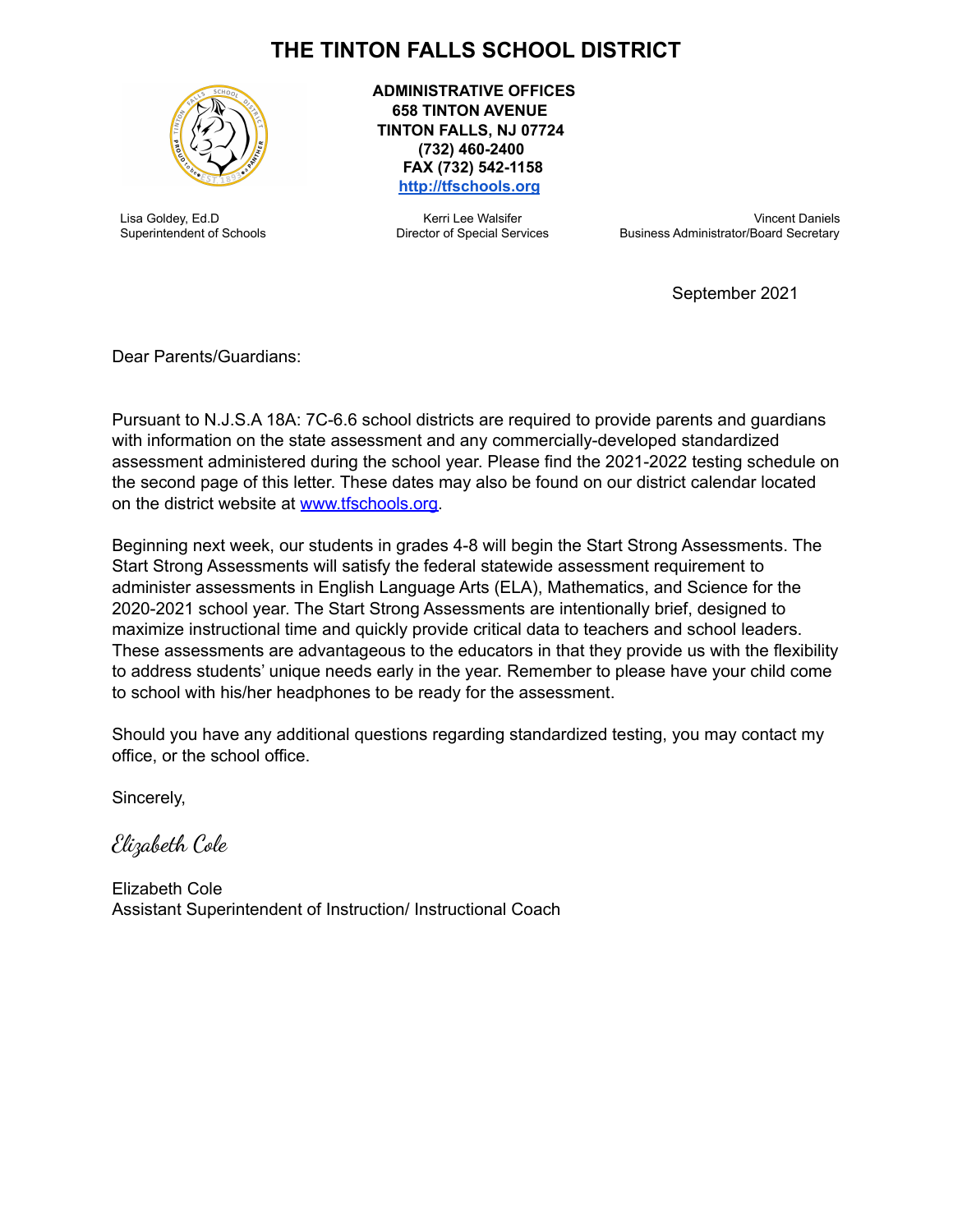# THE TINTON FALLS SCHOOL DISTRICT

**ADMINISTRATIVE OFFICES**
**658 TINTON AVENUE**
**TINTON FALLS, NJ 07724**
**(732) 460-2400**
**FAX (732) 542-1158**
**http://tfschools.org**

Lisa Goldey, Ed.D
Superintendent of Schools

Kerri Lee Walsifer
Director of Special Services

Vincent Daniels
Business Administrator/Board Secretary

September 2021

Dear Parents/Guardians:

Pursuant to N.J.S.A 18A: 7C-6.6 school districts are required to provide parents and guardians with information on the state assessment and any commercially-developed standardized assessment administered during the school year. Please find the 2021-2022 testing schedule on the second page of this letter. These dates may also be found on our district calendar located on the district website at www.tfschools.org.

Beginning next week, our students in grades 4-8 will begin the Start Strong Assessments. The Start Strong Assessments will satisfy the federal statewide assessment requirement to administer assessments in English Language Arts (ELA), Mathematics, and Science for the 2020-2021 school year. The Start Strong Assessments are intentionally brief, designed to maximize instructional time and quickly provide critical data to teachers and school leaders. These assessments are advantageous to the educators in that they provide us with the flexibility to address students' unique needs early in the year. Remember to please have your child come to school with his/her headphones to be ready for the assessment.

Should you have any additional questions regarding standardized testing, you may contact my office, or the school office.

Sincerely,

*Elizabeth Cole*

Elizabeth Cole
Assistant Superintendent of Instruction/ Instructional Coach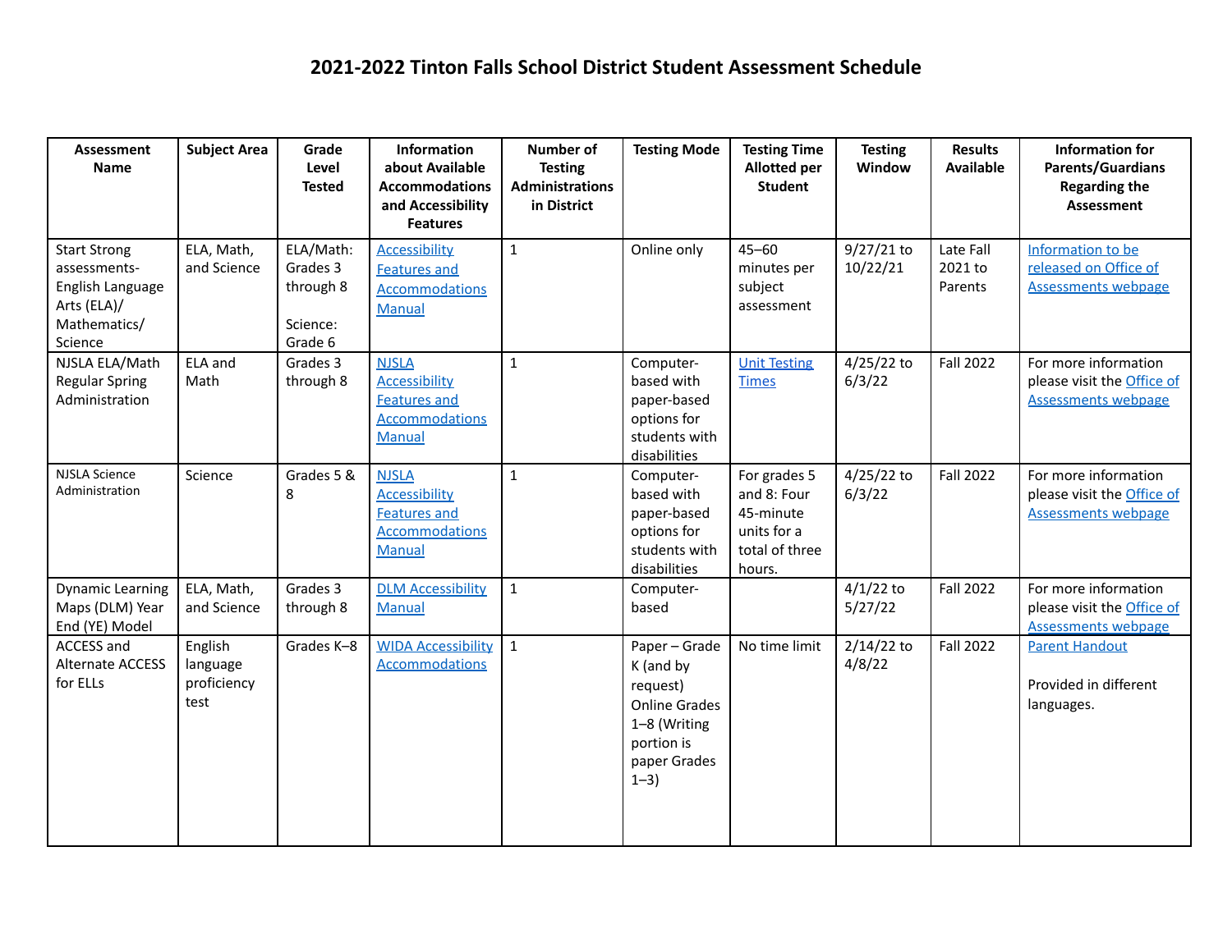# 2021-2022 Tinton Falls School District Student Assessment Schedule

| Assessment Name | Subject Area | Grade Level Tested | Information about Available Accommodations and Accessibility Features | Number of Testing Administrations in District | Testing Mode | Testing Time Allotted per Student | Testing Window | Results Available | Information for Parents/Guardians Regarding the Assessment |
|---|---|---|---|---|---|---|---|---|---|
| Start Strong assessments- English Language Arts (ELA)/ Mathematics/ Science | ELA, Math, and Science | ELA/Math: Grades 3 through 8<br><br>Science: Grade 6 | Accessibility Features and Accommodations Manual | 1 | Online only | 45–60 minutes per subject assessment | 9/27/21 to 10/22/21 | Late Fall 2021 to Parents | Information to be released on Office of Assessments webpage |
| NJSLA ELA/Math Regular Spring Administration | ELA and Math | Grades 3 through 8 | NJSLA Accessibility Features and Accommodations Manual | 1 | Computer-based with paper-based options for students with disabilities | Unit Testing Times | 4/25/22 to 6/3/22 | Fall 2022 | For more information please visit the Office of Assessments webpage |
| NJSLA Science Administration | Science | Grades 5 & 8 | NJSLA Accessibility Features and Accommodations Manual | 1 | Computer-based with paper-based options for students with disabilities | For grades 5 and 8: Four 45-minute units for a total of three hours. | 4/25/22 to 6/3/22 | Fall 2022 | For more information please visit the Office of Assessments webpage |
| Dynamic Learning Maps (DLM) Year End (YE) Model | ELA, Math, and Science | Grades 3 through 8 | DLM Accessibility Manual | 1 | Computer-based | | 4/1/22 to 5/27/22 | Fall 2022 | For more information please visit the Office of Assessments webpage |
| ACCESS and Alternate ACCESS for ELLs | English language proficiency test | Grades K–8 | WIDA Accessibility Accommodations | 1 | Paper – Grade K (and by request) Online Grades 1–8 (Writing portion is paper Grades 1–3) | No time limit | 2/14/22 to 4/8/22 | Fall 2022 | Parent Handout<br><br>Provided in different languages. |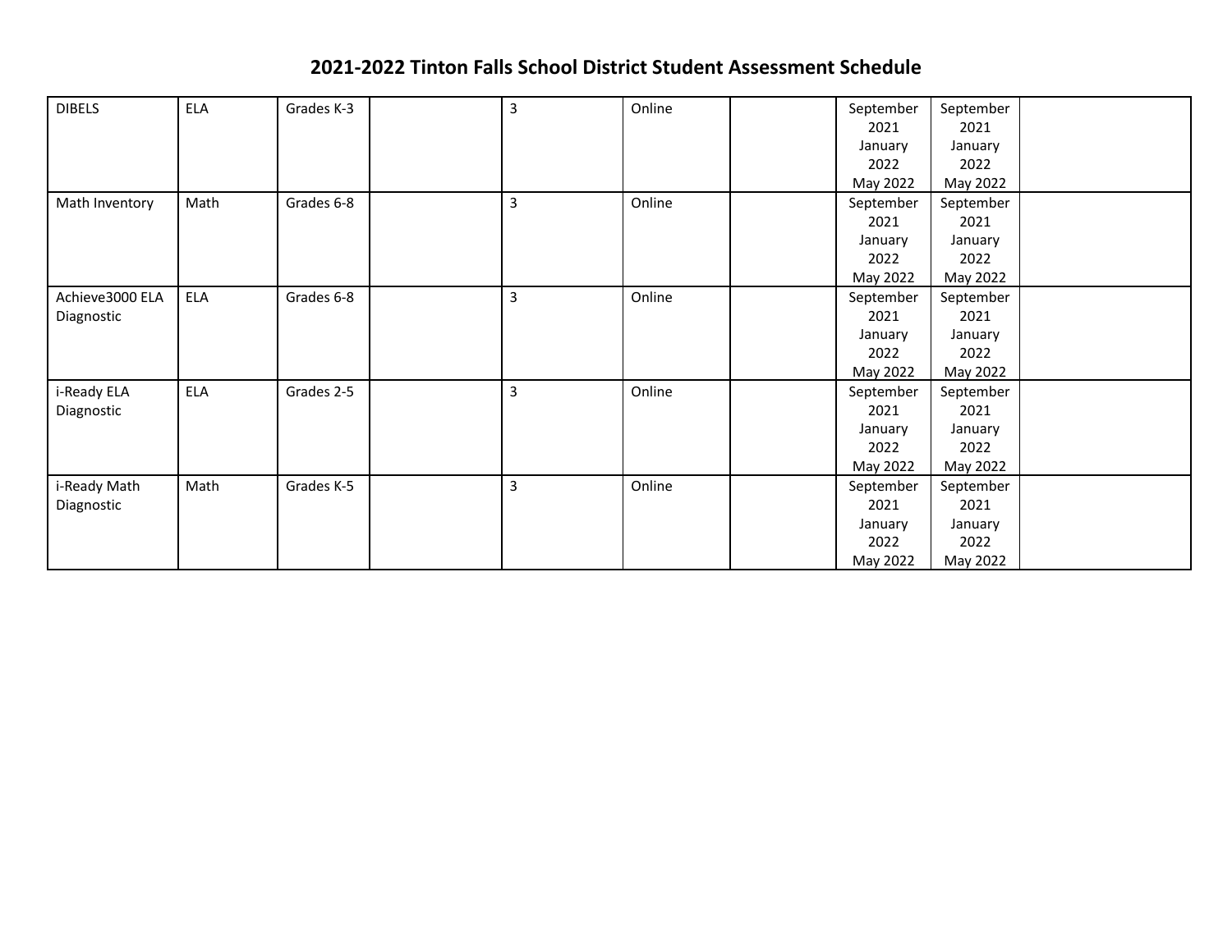# 2021-2022 Tinton Falls School District Student Assessment Schedule

| | | | | | | | | | |
|---|---|---|---|---|---|---|---|---|---|
| DIBELS | ELA | Grades K-3 | | 3 | Online | | September 2021 January 2022 May 2022 | September 2021 January 2022 May 2022 | |
| Math Inventory | Math | Grades 6-8 | | 3 | Online | | September 2021 January 2022 May 2022 | September 2021 January 2022 May 2022 | |
| Achieve3000 ELA Diagnostic | ELA | Grades 6-8 | | 3 | Online | | September 2021 January 2022 May 2022 | September 2021 January 2022 May 2022 | |
| i-Ready ELA Diagnostic | ELA | Grades 2-5 | | 3 | Online | | September 2021 January 2022 May 2022 | September 2021 January 2022 May 2022 | |
| i-Ready Math Diagnostic | Math | Grades K-5 | | 3 | Online | | September 2021 January 2022 May 2022 | September 2021 January 2022 May 2022 | |